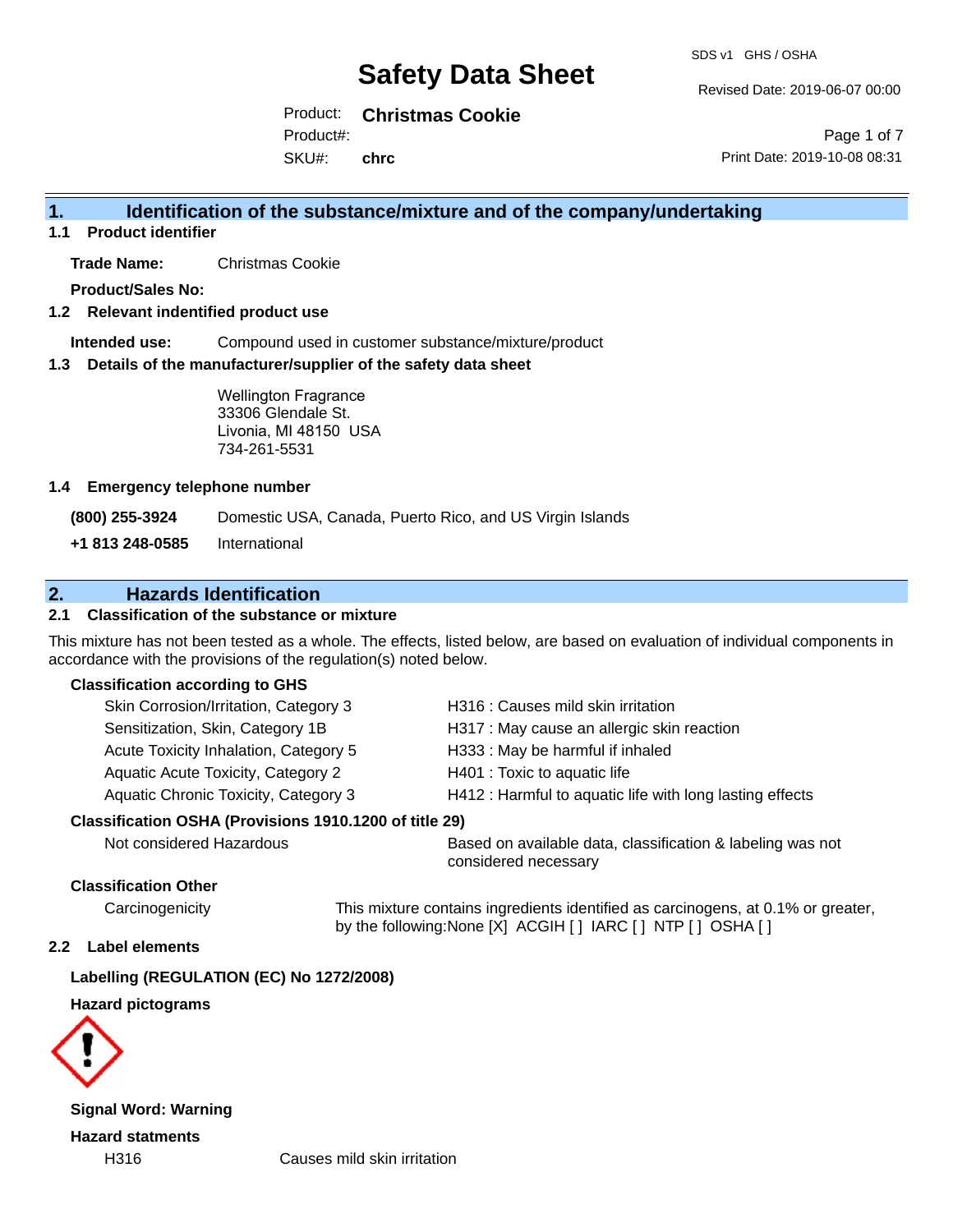# Safety Data Sheet

SDS v1 GHS / OSHA

Revised Date: 2019-06-07 00:00

Product: **Christmas Cookie**

Product#:

SKU#: **chrc**

Print Date: 2019-10-08 08:31

## 1. Identification of the substance/mixture and of the company/undertaking

### 1.1 Product identifier

**Trade Name:** Christmas Cookie

**Product/Sales No:**

### 1.2 Relevant identified product use

**Intended use:** Compound used in customer substance/mixture/product

### 1.3 Details of the manufacturer/supplier of the safety data sheet

Wellington Fragrance
33306 Glendale St.
Livonia, MI 48150 USA
734-261-5531

### 1.4 Emergency telephone number

**(800) 255-3924** Domestic USA, Canada, Puerto Rico, and US Virgin Islands

**+1 813 248-0585** International

## 2. Hazards Identification

### 2.1 Classification of the substance or mixture

This mixture has not been tested as a whole. The effects, listed below, are based on evaluation of individual components in accordance with the provisions of the regulation(s) noted below.

**Classification according to GHS**

| | |
|---|---|
| Skin Corrosion/Irritation, Category 3 | H316 : Causes mild skin irritation |
| Sensitization, Skin, Category 1B | H317 : May cause an allergic skin reaction |
| Acute Toxicity Inhalation, Category 5 | H333 : May be harmful if inhaled |
| Aquatic Acute Toxicity, Category 2 | H401 : Toxic to aquatic life |
| Aquatic Chronic Toxicity, Category 3 | H412 : Harmful to aquatic life with long lasting effects |

**Classification OSHA (Provisions 1910.1200 of title 29)**

Not considered Hazardous — Based on available data, classification & labeling was not considered necessary

**Classification Other**

Carcinogenicity — This mixture contains ingredients identified as carcinogens, at 0.1% or greater, by the following:None [X] ACGIH [ ] IARC [ ] NTP [ ] OSHA [ ]

### 2.2 Label elements

**Labelling (REGULATION (EC) No 1272/2008)**

**Hazard pictograms**

**Signal Word: Warning**

**Hazard statments**

H316 Causes mild skin irritation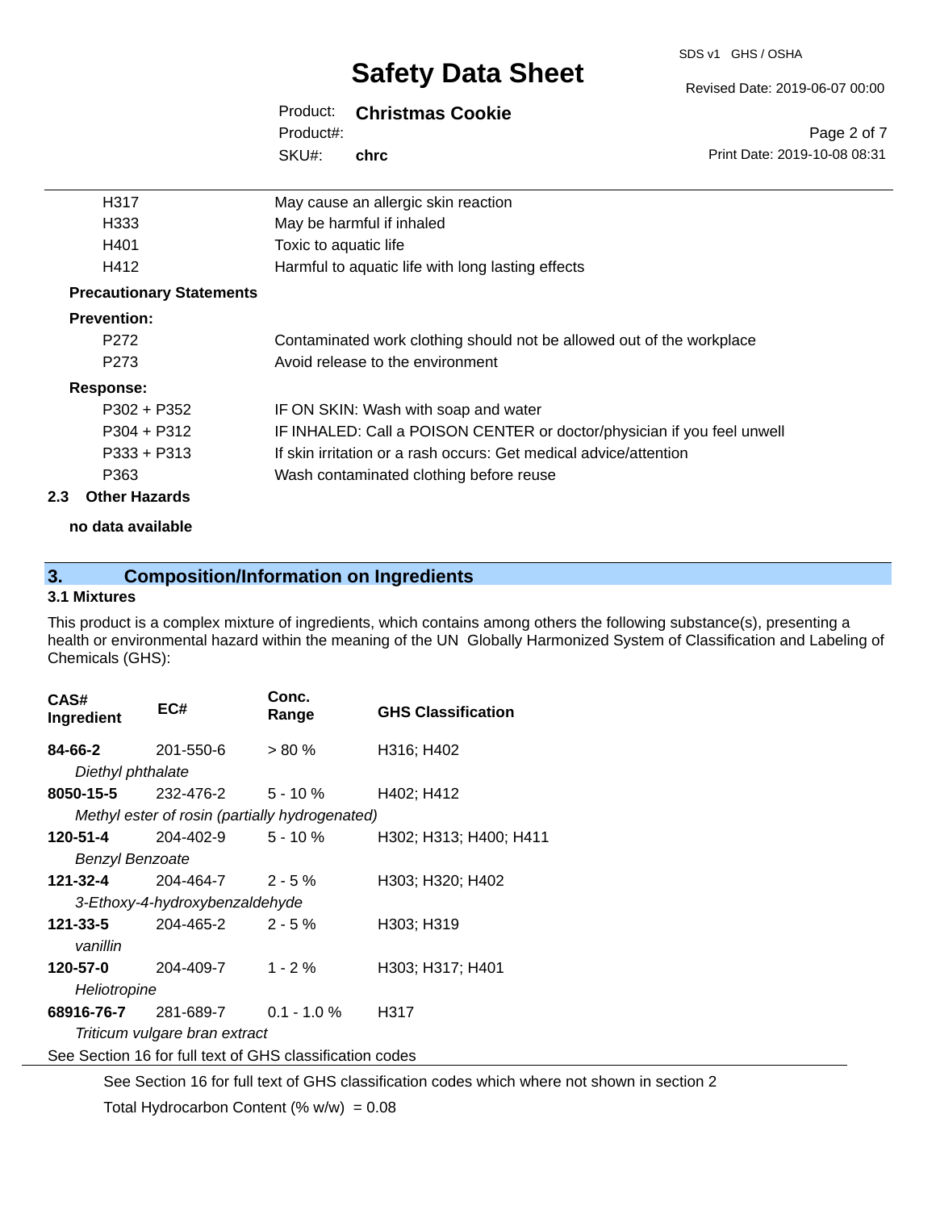| | |
|---|---|
| H317 | May cause an allergic skin reaction |
| H333 | May be harmful if inhaled |
| H401 | Toxic to aquatic life |
| H412 | Harmful to aquatic life with long lasting effects |

**Precautionary Statements**

**Prevention:**

| | |
|---|---|
| P272 | Contaminated work clothing should not be allowed out of the workplace |
| P273 | Avoid release to the environment |

**Response:**

| | |
|---|---|
| P302 + P352 | IF ON SKIN: Wash with soap and water |
| P304 + P312 | IF INHALED: Call a POISON CENTER or doctor/physician if you feel unwell |
| P333 + P313 | If skin irritation or a rash occurs: Get medical advice/attention |
| P363 | Wash contaminated clothing before reuse |

### 2.3 Other Hazards

**no data available**

## 3. Composition/Information on Ingredients

### 3.1 Mixtures

This product is a complex mixture of ingredients, which contains among others the following substance(s), presenting a health or environmental hazard within the meaning of the UN Globally Harmonized System of Classification and Labeling of Chemicals (GHS):

| CAS# Ingredient | EC# | Conc. Range | GHS Classification |
|---|---|---|---|
| **84-66-2** | 201-550-6 | > 80 % | H316; H402 |
| *Diethyl phthalate* | | | |
| **8050-15-5** | 232-476-2 | 5 - 10 % | H402; H412 |
| *Methyl ester of rosin (partially hydrogenated)* | | | |
| **120-51-4** | 204-402-9 | 5 - 10 % | H302; H313; H400; H411 |
| *Benzyl Benzoate* | | | |
| **121-32-4** | 204-464-7 | 2 - 5 % | H303; H320; H402 |
| *3-Ethoxy-4-hydroxybenzaldehyde* | | | |
| **121-33-5** | 204-465-2 | 2 - 5 % | H303; H319 |
| *vanillin* | | | |
| **120-57-0** | 204-409-7 | 1 - 2 % | H303; H317; H401 |
| *Heliotropine* | | | |
| **68916-76-7** | 281-689-7 | 0.1 - 1.0 % | H317 |
| *Triticum vulgare bran extract* | | | |

See Section 16 for full text of GHS classification codes

See Section 16 for full text of GHS classification codes which where not shown in section 2

Total Hydrocarbon Content (% w/w) = 0.08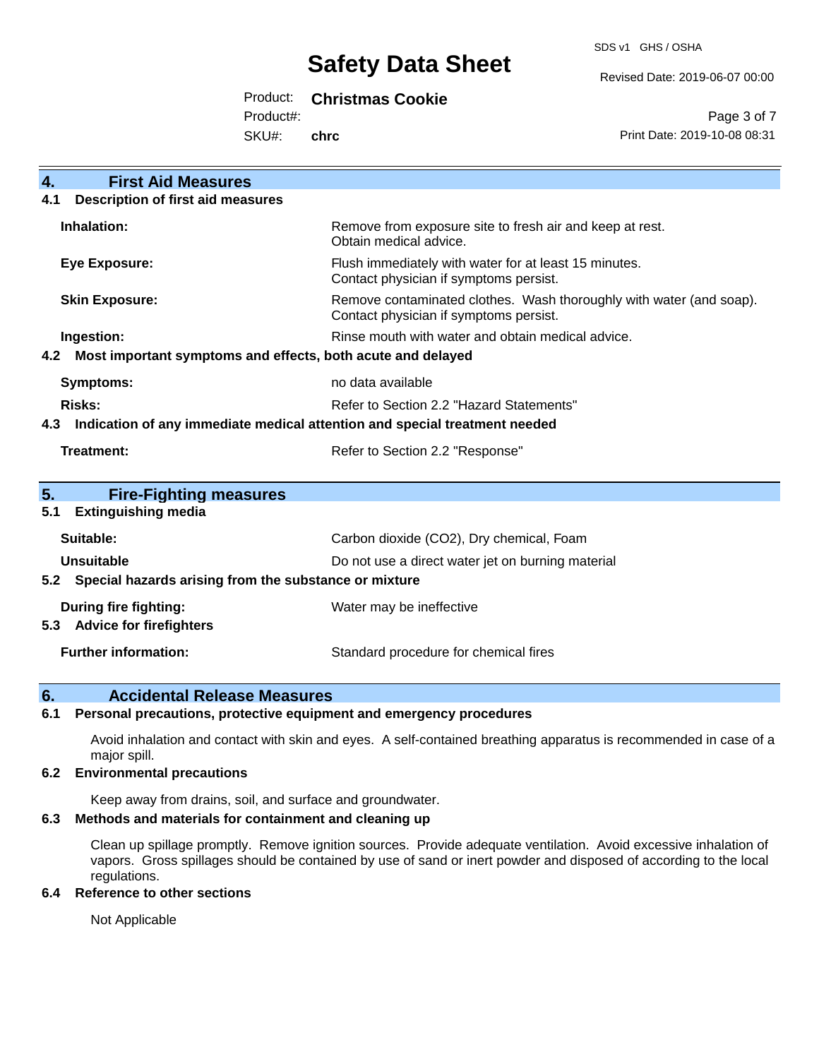## 4. First Aid Measures

### 4.1 Description of first aid measures

| | |
|---|---|
| **Inhalation:** | Remove from exposure site to fresh air and keep at rest. Obtain medical advice. |
| **Eye Exposure:** | Flush immediately with water for at least 15 minutes. Contact physician if symptoms persist. |
| **Skin Exposure:** | Remove contaminated clothes. Wash thoroughly with water (and soap). Contact physician if symptoms persist. |
| **Ingestion:** | Rinse mouth with water and obtain medical advice. |

### 4.2 Most important symptoms and effects, both acute and delayed

| | |
|---|---|
| **Symptoms:** | no data available |
| **Risks:** | Refer to Section 2.2 "Hazard Statements" |

### 4.3 Indication of any immediate medical attention and special treatment needed

| | |
|---|---|
| **Treatment:** | Refer to Section 2.2 "Response" |

## 5. Fire-Fighting measures

### 5.1 Extinguishing media

| | |
|---|---|
| **Suitable:** | Carbon dioxide ($CO_2$), Dry chemical, Foam |
| **Unsuitable** | Do not use a direct water jet on burning material |

### 5.2 Special hazards arising from the substance or mixture

| | |
|---|---|
| **During fire fighting:** | Water may be ineffective |

### 5.3 Advice for firefighters

| | |
|---|---|
| **Further information:** | Standard procedure for chemical fires |

## 6. Accidental Release Measures

### 6.1 Personal precautions, protective equipment and emergency procedures

Avoid inhalation and contact with skin and eyes. A self-contained breathing apparatus is recommended in case of a major spill.

### 6.2 Environmental precautions

Keep away from drains, soil, and surface and groundwater.

### 6.3 Methods and materials for containment and cleaning up

Clean up spillage promptly. Remove ignition sources. Provide adequate ventilation. Avoid excessive inhalation of vapors. Gross spillages should be contained by use of sand or inert powder and disposed of according to the local regulations.

### 6.4 Reference to other sections

Not Applicable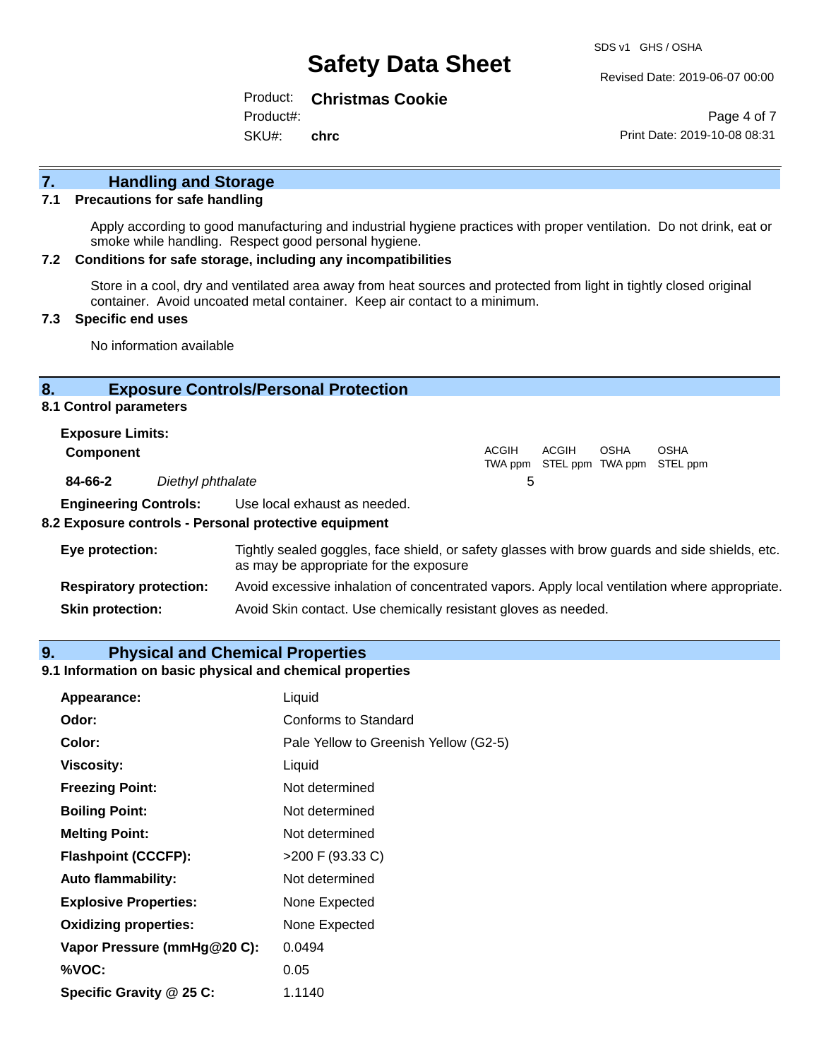## 7. Handling and Storage

### 7.1 Precautions for safe handling

Apply according to good manufacturing and industrial hygiene practices with proper ventilation. Do not drink, eat or smoke while handling. Respect good personal hygiene.

### 7.2 Conditions for safe storage, including any incompatibilities

Store in a cool, dry and ventilated area away from heat sources and protected from light in tightly closed original container. Avoid uncoated metal container. Keep air contact to a minimum.

### 7.3 Specific end uses

No information available

## 8. Exposure Controls/Personal Protection

### 8.1 Control parameters

**Exposure Limits:**

| Component | | ACGIH TWA ppm | ACGIH STEL ppm | OSHA TWA ppm | OSHA STEL ppm |
|---|---|---|---|---|---|
| **84-66-2** | *Diethyl phthalate* | 5 | | | |

**Engineering Controls:** Use local exhaust as needed.

### 8.2 Exposure controls - Personal protective equipment

**Eye protection:** Tightly sealed goggles, face shield, or safety glasses with brow guards and side shields, etc. as may be appropriate for the exposure

**Respiratory protection:** Avoid excessive inhalation of concentrated vapors. Apply local ventilation where appropriate.

**Skin protection:** Avoid Skin contact. Use chemically resistant gloves as needed.

## 9. Physical and Chemical Properties

### 9.1 Information on basic physical and chemical properties

| | |
|---|---|
| **Appearance:** | Liquid |
| **Odor:** | Conforms to Standard |
| **Color:** | Pale Yellow to Greenish Yellow (G2-5) |
| **Viscosity:** | Liquid |
| **Freezing Point:** | Not determined |
| **Boiling Point:** | Not determined |
| **Melting Point:** | Not determined |
| **Flashpoint (CCCFP):** | >200 F (93.33 C) |
| **Auto flammability:** | Not determined |
| **Explosive Properties:** | None Expected |
| **Oxidizing properties:** | None Expected |
| **Vapor Pressure (mmHg@20 C):** | 0.0494 |
| **%VOC:** | 0.05 |
| **Specific Gravity @ 25 C:** | 1.1140 |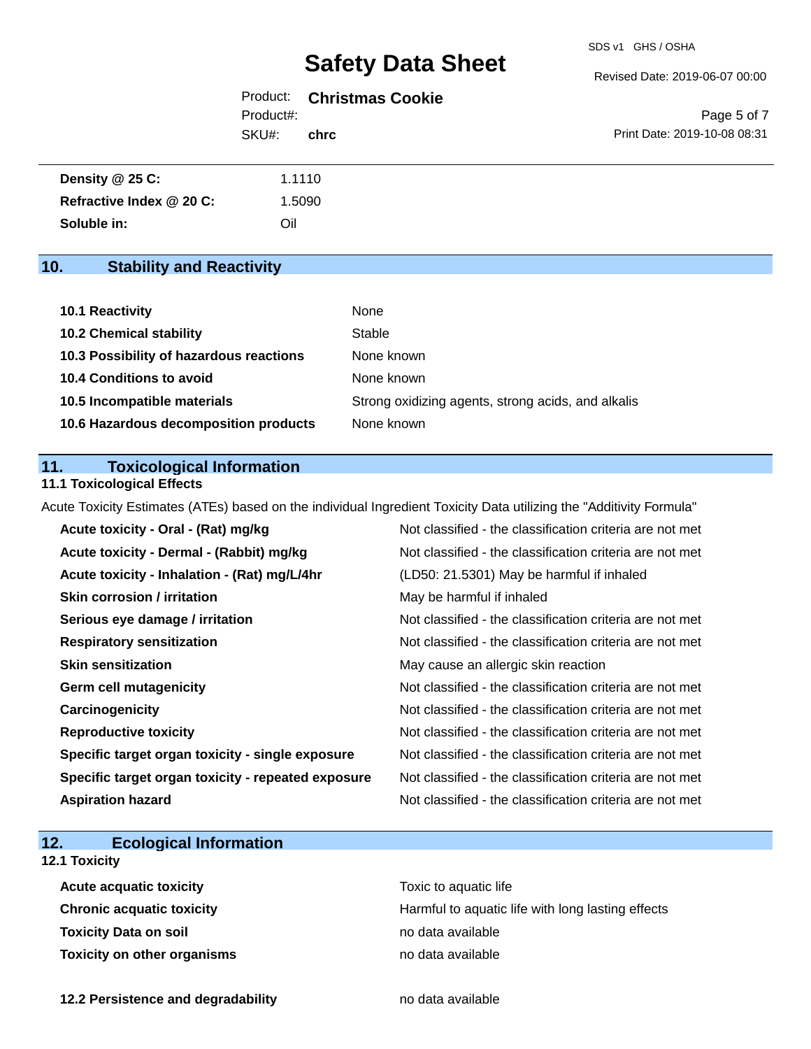| | |
|---|---|
| **Density @ 25 C:** | 1.1110 |
| **Refractive Index @ 20 C:** | 1.5090 |
| **Soluble in:** | Oil |

## 10. Stability and Reactivity

| | |
|---|---|
| **10.1 Reactivity** | None |
| **10.2 Chemical stability** | Stable |
| **10.3 Possibility of hazardous reactions** | None known |
| **10.4 Conditions to avoid** | None known |
| **10.5 Incompatible materials** | Strong oxidizing agents, strong acids, and alkalis |
| **10.6 Hazardous decomposition products** | None known |

## 11. Toxicological Information

### 11.1 Toxicological Effects

Acute Toxicity Estimates (ATEs) based on the individual Ingredient Toxicity Data utilizing the "Additivity Formula"

| | |
|---|---|
| **Acute toxicity - Oral - (Rat) mg/kg** | Not classified - the classification criteria are not met |
| **Acute toxicity - Dermal - (Rabbit) mg/kg** | Not classified - the classification criteria are not met |
| **Acute toxicity - Inhalation - (Rat) mg/L/4hr** | (LD50: 21.5301) May be harmful if inhaled |
| **Skin corrosion / irritation** | May be harmful if inhaled |
| **Serious eye damage / irritation** | Not classified - the classification criteria are not met |
| **Respiratory sensitization** | Not classified - the classification criteria are not met |
| **Skin sensitization** | May cause an allergic skin reaction |
| **Germ cell mutagenicity** | Not classified - the classification criteria are not met |
| **Carcinogenicity** | Not classified - the classification criteria are not met |
| **Reproductive toxicity** | Not classified - the classification criteria are not met |
| **Specific target organ toxicity - single exposure** | Not classified - the classification criteria are not met |
| **Specific target organ toxicity - repeated exposure** | Not classified - the classification criteria are not met |
| **Aspiration hazard** | Not classified - the classification criteria are not met |

## 12. Ecological Information

### 12.1 Toxicity

| | |
|---|---|
| **Acute acquatic toxicity** | Toxic to aquatic life |
| **Chronic acquatic toxicity** | Harmful to aquatic life with long lasting effects |
| **Toxicity Data on soil** | no data available |
| **Toxicity on other organisms** | no data available |

| | |
|---|---|
| **12.2 Persistence and degradability** | no data available |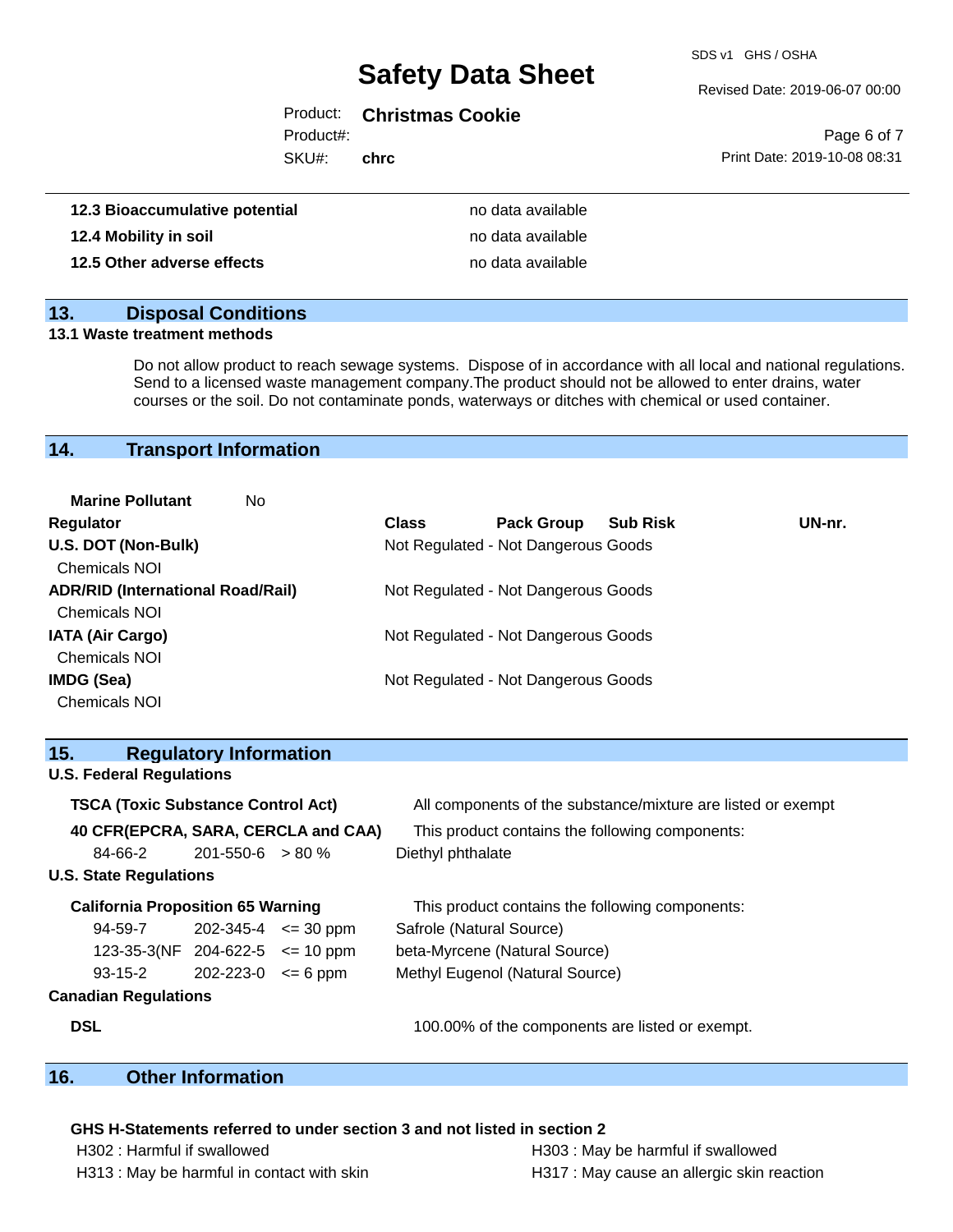| | |
|---|---|
| **12.3 Bioaccumulative potential** | no data available |
| **12.4 Mobility in soil** | no data available |
| **12.5 Other adverse effects** | no data available |

## 13. Disposal Conditions

### 13.1 Waste treatment methods

Do not allow product to reach sewage systems. Dispose of in accordance with all local and national regulations. Send to a licensed waste management company.The product should not be allowed to enter drains, water courses or the soil. Do not contaminate ponds, waterways or ditches with chemical or used container.

## 14. Transport Information

**Marine Pollutant** No

| Regulator | Class | Pack Group | Sub Risk | UN-nr. |
|---|---|---|---|---|
| **U.S. DOT (Non-Bulk)** | Not Regulated - Not Dangerous Goods | | | |
| Chemicals NOI | | | | |
| **ADR/RID (International Road/Rail)** | Not Regulated - Not Dangerous Goods | | | |
| Chemicals NOI | | | | |
| **IATA (Air Cargo)** | Not Regulated - Not Dangerous Goods | | | |
| Chemicals NOI | | | | |
| **IMDG (Sea)** | Not Regulated - Not Dangerous Goods | | | |
| Chemicals NOI | | | | |

## 15. Regulatory Information

### U.S. Federal Regulations

**TSCA (Toxic Substance Control Act)** All components of the substance/mixture are listed or exempt

**40 CFR(EPCRA, SARA, CERCLA and CAA)** This product contains the following components:

| | | | |
|---|---|---|---|
| 84-66-2 | 201-550-6 | > 80 % | Diethyl phthalate |

### U.S. State Regulations

**California Proposition 65 Warning** This product contains the following components:

| | | | |
|---|---|---|---|
| 94-59-7 | 202-345-4 | <= 30 ppm | Safrole (Natural Source) |
| 123-35-3(NF | 204-622-5 | <= 10 ppm | beta-Myrcene (Natural Source) |
| 93-15-2 | 202-223-0 | <= 6 ppm | Methyl Eugenol (Natural Source) |

### Canadian Regulations

**DSL** 100.00% of the components are listed or exempt.

## 16. Other Information

**GHS H-Statements referred to under section 3 and not listed in section 2**

H302 : Harmful if swallowed

H303 : May be harmful if swallowed

H313 : May be harmful in contact with skin

H317 : May cause an allergic skin reaction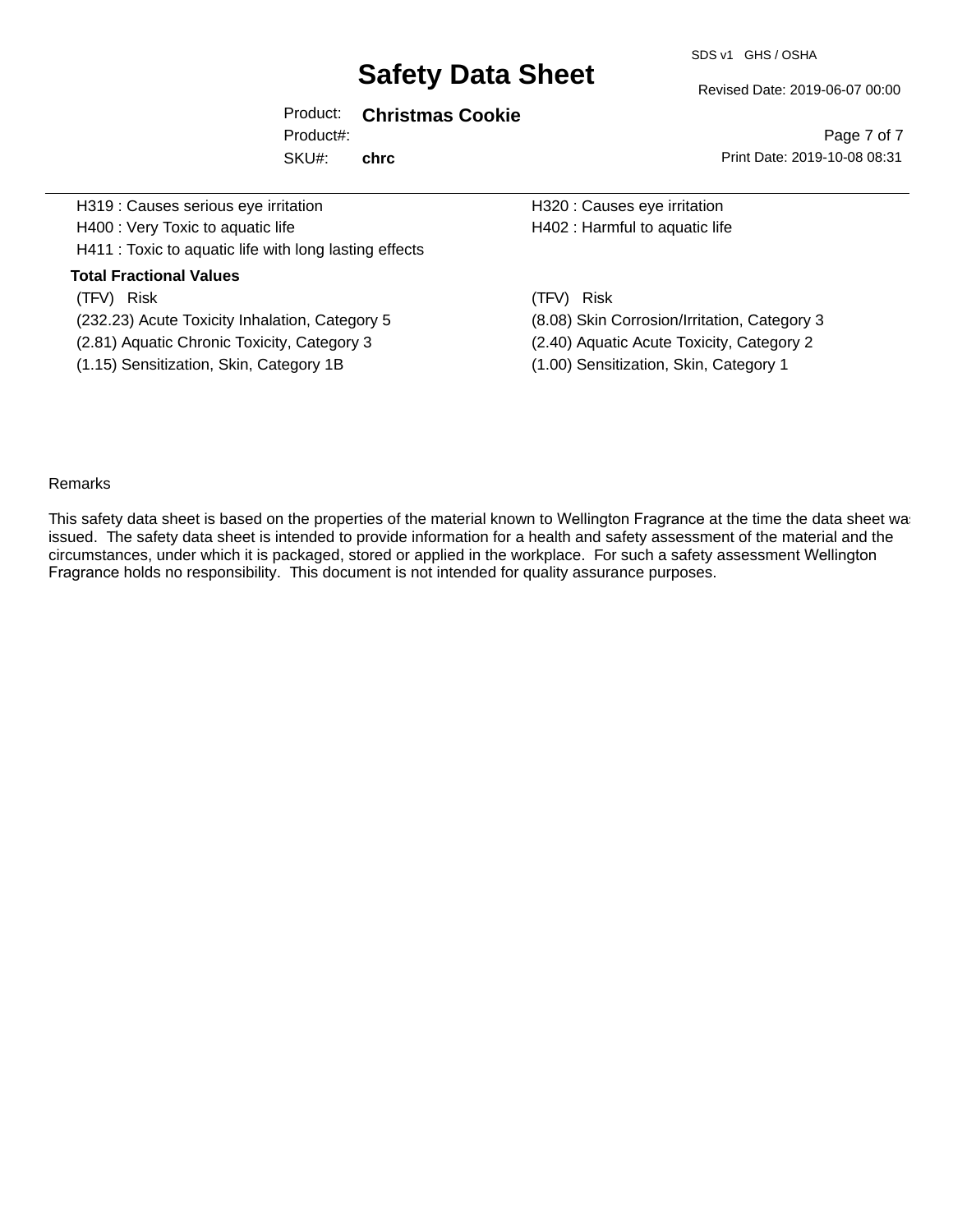H319 : Causes serious eye irritation

H320 : Causes eye irritation

H400 : Very Toxic to aquatic life

H402 : Harmful to aquatic life

H411 : Toxic to aquatic life with long lasting effects

**Total Fractional Values**

| (TFV) | Risk | (TFV) | Risk |
|---|---|---|---|
| (232.23) | Acute Toxicity Inhalation, Category 5 | (8.08) | Skin Corrosion/Irritation, Category 3 |
| (2.81) | Aquatic Chronic Toxicity, Category 3 | (2.40) | Aquatic Acute Toxicity, Category 2 |
| (1.15) | Sensitization, Skin, Category 1B | (1.00) | Sensitization, Skin, Category 1 |

Remarks

This safety data sheet is based on the properties of the material known to Wellington Fragrance at the time the data sheet was issued. The safety data sheet is intended to provide information for a health and safety assessment of the material and the circumstances, under which it is packaged, stored or applied in the workplace. For such a safety assessment Wellington Fragrance holds no responsibility. This document is not intended for quality assurance purposes.